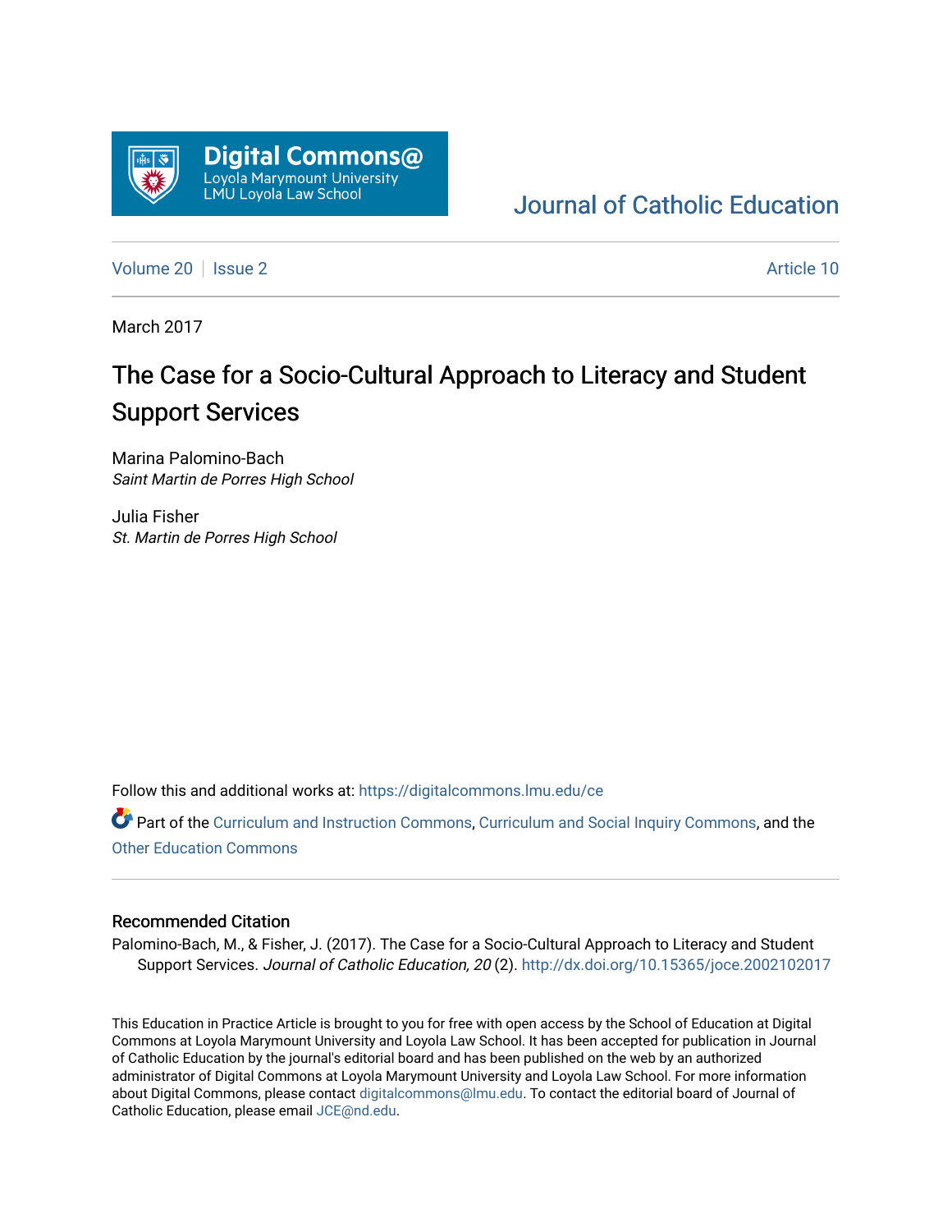Digital Commons@
Loyola Marymount University
LMU Loyola Law School

Journal of Catholic Education

Volume 20 | Issue 2 Article 10

March 2017

# The Case for a Socio-Cultural Approach to Literacy and Student Support Services

Marina Palomino-Bach
*Saint Martin de Porres High School*

Julia Fisher
*St. Martin de Porres High School*

Follow this and additional works at: https://digitalcommons.lmu.edu/ce

Part of the Curriculum and Instruction Commons, Curriculum and Social Inquiry Commons, and the Other Education Commons

## Recommended Citation

Palomino-Bach, M., & Fisher, J. (2017). The Case for a Socio-Cultural Approach to Literacy and Student Support Services. *Journal of Catholic Education, 20* (2). http://dx.doi.org/10.15365/joce.2002102017

This Education in Practice Article is brought to you for free with open access by the School of Education at Digital Commons at Loyola Marymount University and Loyola Law School. It has been accepted for publication in Journal of Catholic Education by the journal's editorial board and has been published on the web by an authorized administrator of Digital Commons at Loyola Marymount University and Loyola Law School. For more information about Digital Commons, please contact digitalcommons@lmu.edu. To contact the editorial board of Journal of Catholic Education, please email JCE@nd.edu.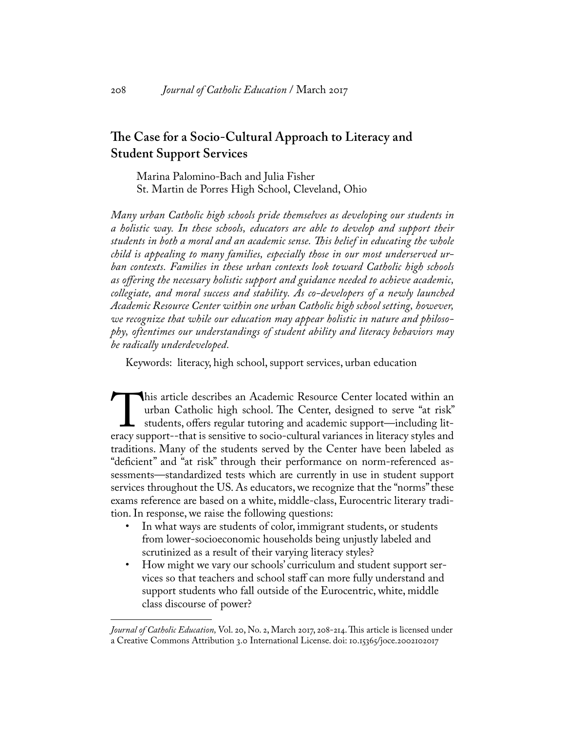## The Case for a Socio-Cultural Approach to Literacy and Student Support Services

Marina Palomino-Bach and Julia Fisher
St. Martin de Porres High School, Cleveland, Ohio

*Many urban Catholic high schools pride themselves as developing our students in a holistic way. In these schools, educators are able to develop and support their students in both a moral and an academic sense. This belief in educating the whole child is appealing to many families, especially those in our most underserved urban contexts. Families in these urban contexts look toward Catholic high schools as offering the necessary holistic support and guidance needed to achieve academic, collegiate, and moral success and stability. As co-developers of a newly launched Academic Resource Center within one urban Catholic high school setting, however, we recognize that while our education may appear holistic in nature and philosophy, oftentimes our understandings of student ability and literacy behaviors may be radically underdeveloped.*

Keywords: literacy, high school, support services, urban education

This article describes an Academic Resource Center located within an urban Catholic high school. The Center, designed to serve "at risk" students, offers regular tutoring and academic support—including literacy support--that is sensitive to socio-cultural variances in literacy styles and traditions. Many of the students served by the Center have been labeled as "deficient" and "at risk" through their performance on norm-referenced assessments—standardized tests which are currently in use in student support services throughout the US. As educators, we recognize that the "norms" these exams reference are based on a white, middle-class, Eurocentric literary tradition. In response, we raise the following questions:

- In what ways are students of color, immigrant students, or students from lower-socioeconomic households being unjustly labeled and scrutinized as a result of their varying literacy styles?
- How might we vary our schools' curriculum and student support services so that teachers and school staff can more fully understand and support students who fall outside of the Eurocentric, white, middle class discourse of power?

*Journal of Catholic Education,* Vol. 20, No. 2, March 2017, 208-214. This article is licensed under a Creative Commons Attribution 3.0 International License. doi: 10.15365/joce.2002102017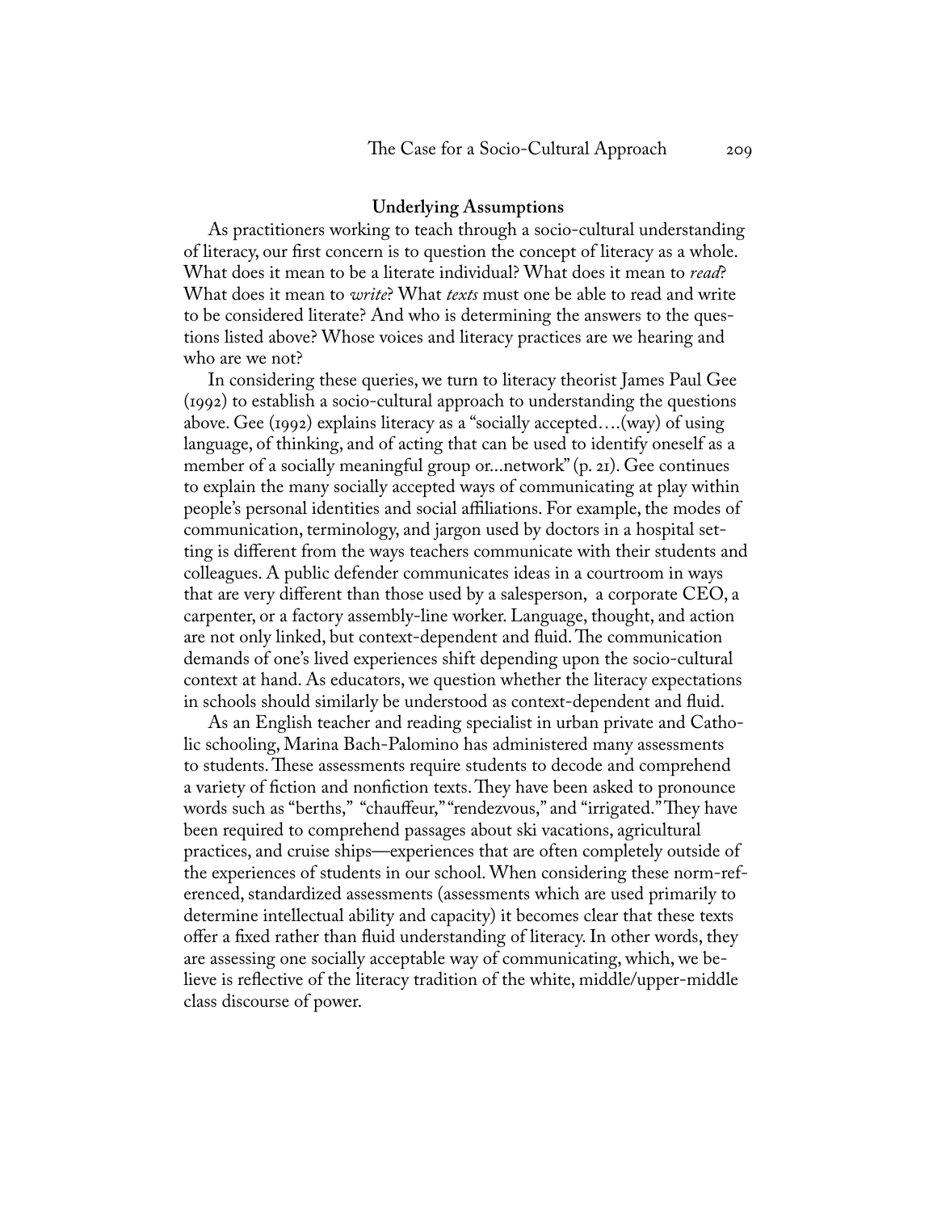### Underlying Assumptions

As practitioners working to teach through a socio-cultural understanding of literacy, our first concern is to question the concept of literacy as a whole. What does it mean to be a literate individual? What does it mean to *read*? What does it mean to *write*? What *texts* must one be able to read and write to be considered literate? And who is determining the answers to the questions listed above? Whose voices and literacy practices are we hearing and who are we not?

In considering these queries, we turn to literacy theorist James Paul Gee (1992) to establish a socio-cultural approach to understanding the questions above. Gee (1992) explains literacy as a "socially accepted….(way) of using language, of thinking, and of acting that can be used to identify oneself as a member of a socially meaningful group or...network" (p. 21). Gee continues to explain the many socially accepted ways of communicating at play within people's personal identities and social affiliations. For example, the modes of communication, terminology, and jargon used by doctors in a hospital setting is different from the ways teachers communicate with their students and colleagues. A public defender communicates ideas in a courtroom in ways that are very different than those used by a salesperson, a corporate CEO, a carpenter, or a factory assembly-line worker. Language, thought, and action are not only linked, but context-dependent and fluid. The communication demands of one's lived experiences shift depending upon the socio-cultural context at hand. As educators, we question whether the literacy expectations in schools should similarly be understood as context-dependent and fluid.

As an English teacher and reading specialist in urban private and Catholic schooling, Marina Bach-Palomino has administered many assessments to students. These assessments require students to decode and comprehend a variety of fiction and nonfiction texts. They have been asked to pronounce words such as "berths," "chauffeur," "rendezvous," and "irrigated." They have been required to comprehend passages about ski vacations, agricultural practices, and cruise ships—experiences that are often completely outside of the experiences of students in our school. When considering these norm-referenced, standardized assessments (assessments which are used primarily to determine intellectual ability and capacity) it becomes clear that these texts offer a fixed rather than fluid understanding of literacy. In other words, they are assessing one socially acceptable way of communicating, which, we believe is reflective of the literacy tradition of the white, middle/upper-middle class discourse of power.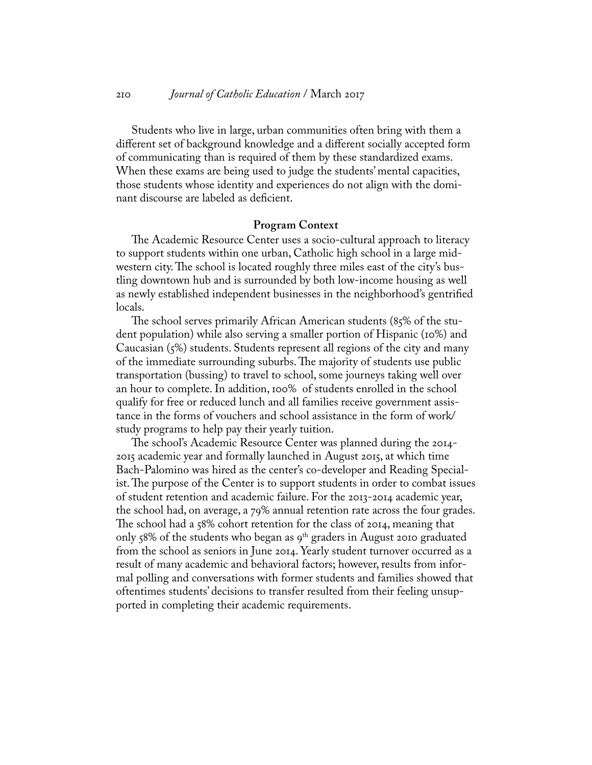Students who live in large, urban communities often bring with them a different set of background knowledge and a different socially accepted form of communicating than is required of them by these standardized exams. When these exams are being used to judge the students' mental capacities, those students whose identity and experiences do not align with the dominant discourse are labeled as deficient.

## Program Context

The Academic Resource Center uses a socio-cultural approach to literacy to support students within one urban, Catholic high school in a large midwestern city. The school is located roughly three miles east of the city's bustling downtown hub and is surrounded by both low-income housing as well as newly established independent businesses in the neighborhood's gentrified locals.

The school serves primarily African American students (85% of the student population) while also serving a smaller portion of Hispanic (10%) and Caucasian (5%) students. Students represent all regions of the city and many of the immediate surrounding suburbs. The majority of students use public transportation (bussing) to travel to school, some journeys taking well over an hour to complete. In addition, 100% of students enrolled in the school qualify for free or reduced lunch and all families receive government assistance in the forms of vouchers and school assistance in the form of work/study programs to help pay their yearly tuition.

The school's Academic Resource Center was planned during the 2014-2015 academic year and formally launched in August 2015, at which time Bach-Palomino was hired as the center's co-developer and Reading Specialist. The purpose of the Center is to support students in order to combat issues of student retention and academic failure. For the 2013-2014 academic year, the school had, on average, a 79% annual retention rate across the four grades. The school had a 58% cohort retention for the class of 2014, meaning that only 58% of the students who began as 9th graders in August 2010 graduated from the school as seniors in June 2014. Yearly student turnover occurred as a result of many academic and behavioral factors; however, results from informal polling and conversations with former students and families showed that oftentimes students' decisions to transfer resulted from their feeling unsupported in completing their academic requirements.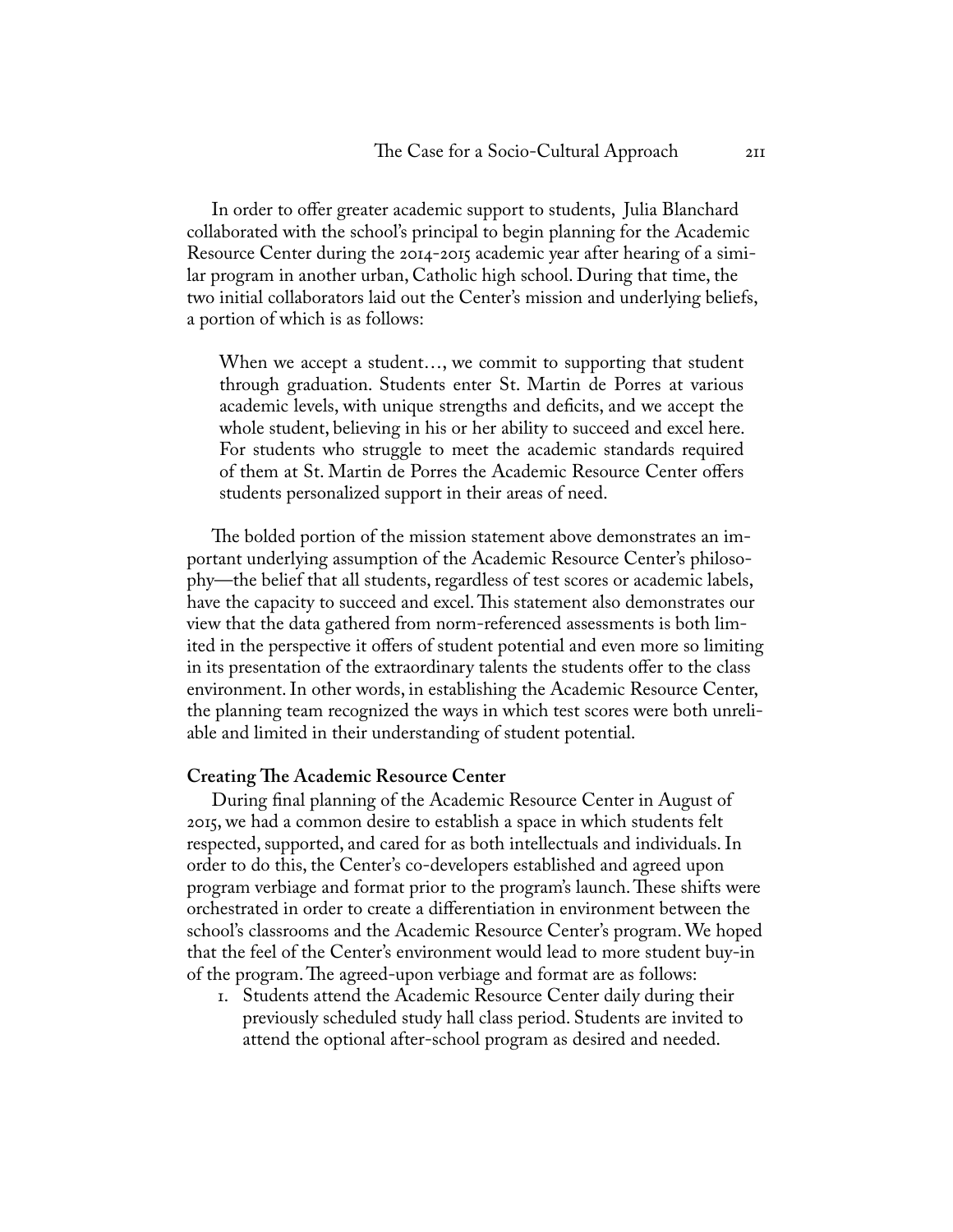In order to offer greater academic support to students, Julia Blanchard collaborated with the school's principal to begin planning for the Academic Resource Center during the 2014-2015 academic year after hearing of a similar program in another urban, Catholic high school. During that time, the two initial collaborators laid out the Center's mission and underlying beliefs, a portion of which is as follows:

> When we accept a student…, we commit to supporting that student through graduation. Students enter St. Martin de Porres at various academic levels, with unique strengths and deficits, and we accept the whole student, believing in his or her ability to succeed and excel here. For students who struggle to meet the academic standards required of them at St. Martin de Porres the Academic Resource Center offers students personalized support in their areas of need.

The bolded portion of the mission statement above demonstrates an important underlying assumption of the Academic Resource Center's philosophy—the belief that all students, regardless of test scores or academic labels, have the capacity to succeed and excel. This statement also demonstrates our view that the data gathered from norm-referenced assessments is both limited in the perspective it offers of student potential and even more so limiting in its presentation of the extraordinary talents the students offer to the class environment. In other words, in establishing the Academic Resource Center, the planning team recognized the ways in which test scores were both unreliable and limited in their understanding of student potential.

**Creating The Academic Resource Center**

During final planning of the Academic Resource Center in August of 2015, we had a common desire to establish a space in which students felt respected, supported, and cared for as both intellectuals and individuals. In order to do this, the Center's co-developers established and agreed upon program verbiage and format prior to the program's launch. These shifts were orchestrated in order to create a differentiation in environment between the school's classrooms and the Academic Resource Center's program. We hoped that the feel of the Center's environment would lead to more student buy-in of the program. The agreed-upon verbiage and format are as follows:

1. Students attend the Academic Resource Center daily during their previously scheduled study hall class period. Students are invited to attend the optional after-school program as desired and needed.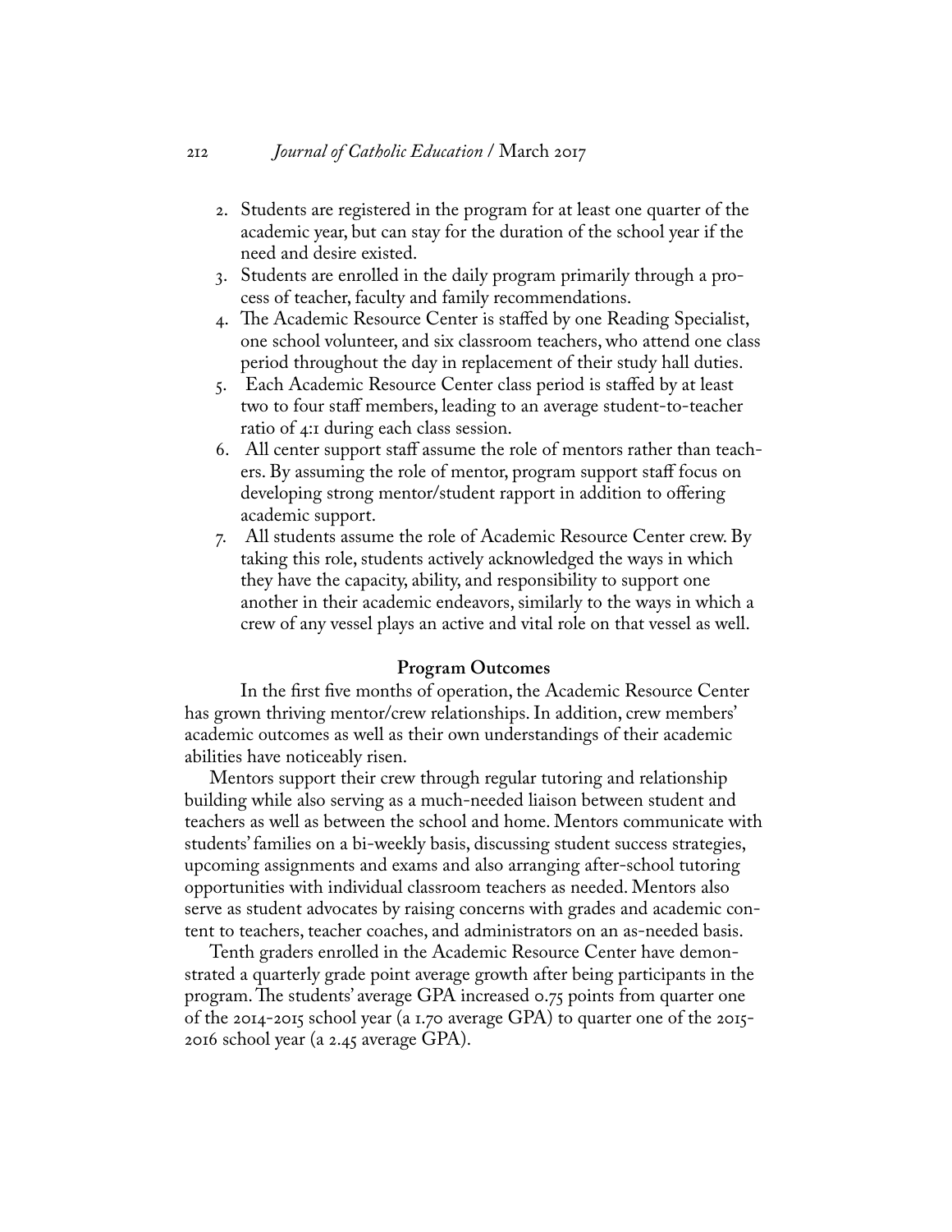2. Students are registered in the program for at least one quarter of the academic year, but can stay for the duration of the school year if the need and desire existed.
3. Students are enrolled in the daily program primarily through a process of teacher, faculty and family recommendations.
4. The Academic Resource Center is staffed by one Reading Specialist, one school volunteer, and six classroom teachers, who attend one class period throughout the day in replacement of their study hall duties.
5. Each Academic Resource Center class period is staffed by at least two to four staff members, leading to an average student-to-teacher ratio of 4:1 during each class session.
6. All center support staff assume the role of mentors rather than teachers. By assuming the role of mentor, program support staff focus on developing strong mentor/student rapport in addition to offering academic support.
7. All students assume the role of Academic Resource Center crew. By taking this role, students actively acknowledged the ways in which they have the capacity, ability, and responsibility to support one another in their academic endeavors, similarly to the ways in which a crew of any vessel plays an active and vital role on that vessel as well.

## Program Outcomes

In the first five months of operation, the Academic Resource Center has grown thriving mentor/crew relationships. In addition, crew members' academic outcomes as well as their own understandings of their academic abilities have noticeably risen.

Mentors support their crew through regular tutoring and relationship building while also serving as a much-needed liaison between student and teachers as well as between the school and home. Mentors communicate with students' families on a bi-weekly basis, discussing student success strategies, upcoming assignments and exams and also arranging after-school tutoring opportunities with individual classroom teachers as needed. Mentors also serve as student advocates by raising concerns with grades and academic content to teachers, teacher coaches, and administrators on an as-needed basis.

Tenth graders enrolled in the Academic Resource Center have demonstrated a quarterly grade point average growth after being participants in the program. The students' average GPA increased 0.75 points from quarter one of the 2014-2015 school year (a 1.70 average GPA) to quarter one of the 2015-2016 school year (a 2.45 average GPA).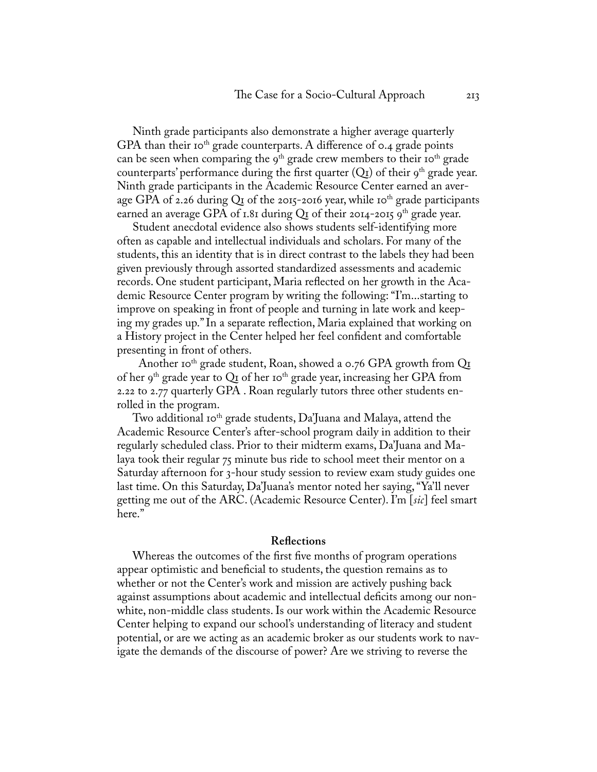Ninth grade participants also demonstrate a higher average quarterly GPA than their 10th grade counterparts. A difference of 0.4 grade points can be seen when comparing the 9th grade crew members to their 10th grade counterparts' performance during the first quarter (Q1) of their 9th grade year. Ninth grade participants in the Academic Resource Center earned an average GPA of 2.26 during Q1 of the 2015-2016 year, while 10th grade participants earned an average GPA of 1.81 during Q1 of their 2014-2015 9th grade year.

Student anecdotal evidence also shows students self-identifying more often as capable and intellectual individuals and scholars. For many of the students, this an identity that is in direct contrast to the labels they had been given previously through assorted standardized assessments and academic records. One student participant, Maria reflected on her growth in the Academic Resource Center program by writing the following: "I'm...starting to improve on speaking in front of people and turning in late work and keeping my grades up." In a separate reflection, Maria explained that working on a History project in the Center helped her feel confident and comfortable presenting in front of others.

Another 10th grade student, Roan, showed a 0.76 GPA growth from Q1 of her 9th grade year to Q1 of her 10th grade year, increasing her GPA from 2.22 to 2.77 quarterly GPA . Roan regularly tutors three other students enrolled in the program.

Two additional 10th grade students, Da'Juana and Malaya, attend the Academic Resource Center's after-school program daily in addition to their regularly scheduled class. Prior to their midterm exams, Da'Juana and Malaya took their regular 75 minute bus ride to school meet their mentor on a Saturday afternoon for 3-hour study session to review exam study guides one last time. On this Saturday, Da'Juana's mentor noted her saying, "Ya'll never getting me out of the ARC. (Academic Resource Center). I'm [*sic*] feel smart here."

**Reflections**

Whereas the outcomes of the first five months of program operations appear optimistic and beneficial to students, the question remains as to whether or not the Center's work and mission are actively pushing back against assumptions about academic and intellectual deficits among our non-white, non-middle class students. Is our work within the Academic Resource Center helping to expand our school's understanding of literacy and student potential, or are we acting as an academic broker as our students work to navigate the demands of the discourse of power? Are we striving to reverse the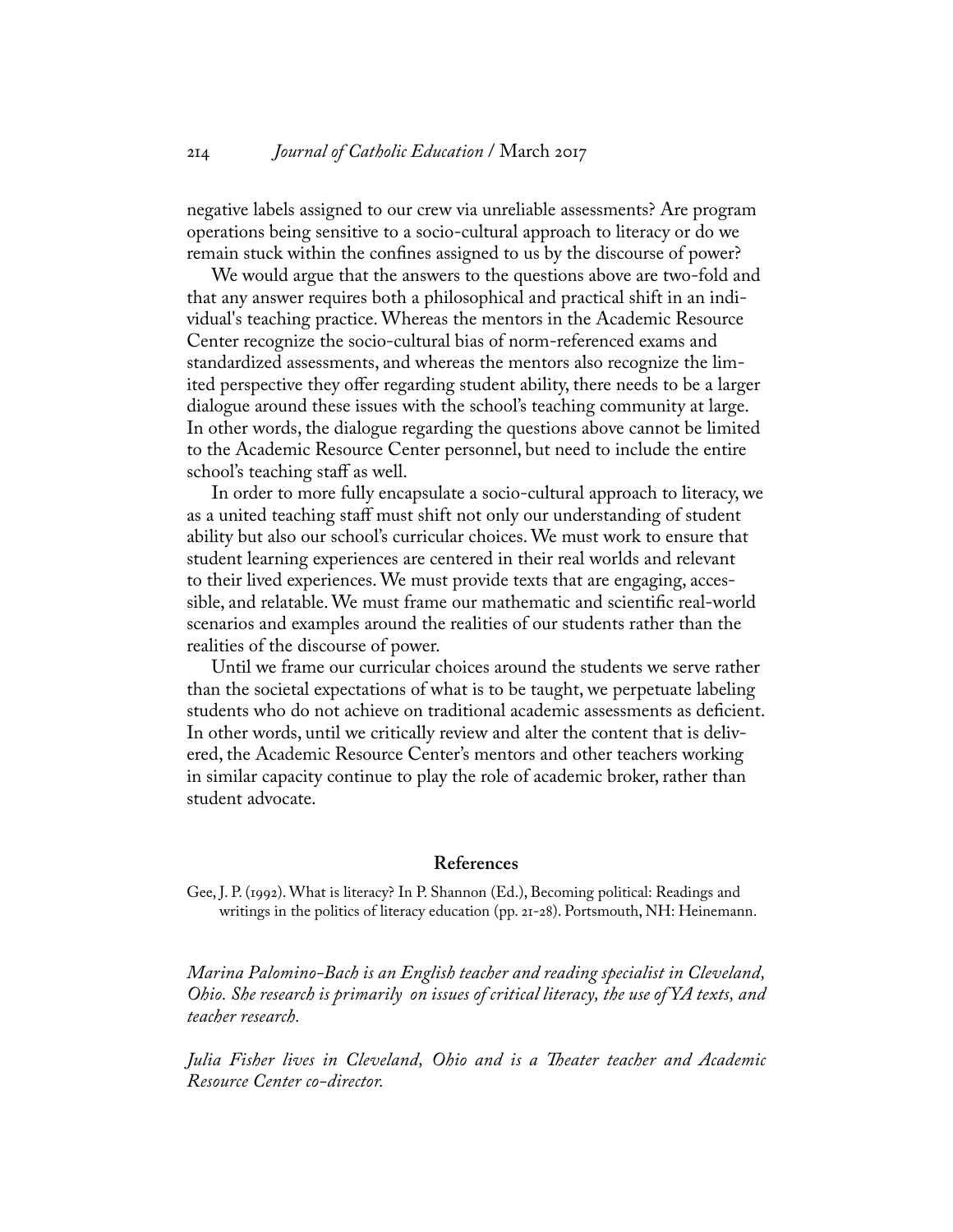negative labels assigned to our crew via unreliable assessments? Are program operations being sensitive to a socio-cultural approach to literacy or do we remain stuck within the confines assigned to us by the discourse of power?

We would argue that the answers to the questions above are two-fold and that any answer requires both a philosophical and practical shift in an individual's teaching practice. Whereas the mentors in the Academic Resource Center recognize the socio-cultural bias of norm-referenced exams and standardized assessments, and whereas the mentors also recognize the limited perspective they offer regarding student ability, there needs to be a larger dialogue around these issues with the school's teaching community at large. In other words, the dialogue regarding the questions above cannot be limited to the Academic Resource Center personnel, but need to include the entire school's teaching staff as well.

In order to more fully encapsulate a socio-cultural approach to literacy, we as a united teaching staff must shift not only our understanding of student ability but also our school's curricular choices. We must work to ensure that student learning experiences are centered in their real worlds and relevant to their lived experiences. We must provide texts that are engaging, accessible, and relatable. We must frame our mathematic and scientific real-world scenarios and examples around the realities of our students rather than the realities of the discourse of power.

Until we frame our curricular choices around the students we serve rather than the societal expectations of what is to be taught, we perpetuate labeling students who do not achieve on traditional academic assessments as deficient. In other words, until we critically review and alter the content that is delivered, the Academic Resource Center's mentors and other teachers working in similar capacity continue to play the role of academic broker, rather than student advocate.

## References

Gee, J. P. (1992). What is literacy? In P. Shannon (Ed.), Becoming political: Readings and writings in the politics of literacy education (pp. 21-28). Portsmouth, NH: Heinemann.

*Marina Palomino-Bach is an English teacher and reading specialist in Cleveland, Ohio. She research is primarily on issues of critical literacy, the use of YA texts, and teacher research.*

*Julia Fisher lives in Cleveland, Ohio and is a Theater teacher and Academic Resource Center co-director.*